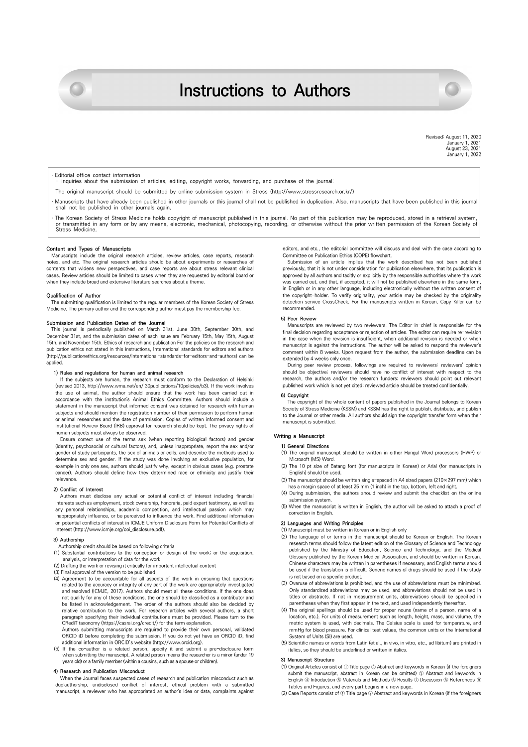# Instructions to Authors

Revised: August 11, 2020
January 1, 2021
August 23, 2021
January 1, 2022

· Editorial office contact information
 – Inquiries about the submission of articles, editing, copyright works, forwarding, and purchase of the journal:

 The original manuscript should be submitted by online submission system in Stress (http://www.stressresearch.or.kr/)

· Manuscripts that have already been published in other journals or this journal shall not be published in duplication. Also, manuscripts that have been published in this journal shall not be published in other journals again.

· The Korean Society of Stress Medicine holds copyright of manuscript published in this journal. No part of this publication may be reproduced, stored in a retrieval system, or transmitted in any form or by any means, electronic, mechanical, photocopying, recording, or otherwise without the prior written permission of the Korean Society of Stress Medicine.

## Content and Types of Manuscripts

Manuscripts include the original research articles, review articles, case reports, research notes, and etc. The original research articles should be about experiments or researches of contents that widens new perspectives, and case reports are about stress relevant clinical cases. Review articles should be limited to cases when they are requested by editorial board or when they include broad and extensive literature searches about a theme.

## Qualification of Author

The submitting qualification is limited to the regular members of the Korean Society of Stress Medicine. The primary author and the corresponding author must pay the membership fee.

## Submission and Publication Dates of the Journal

This journal is periodically published on March 31st, June 30th, September 30th, and December 31st, and the submission dates of each issue are February 15th, May 15th, August 15th, and November 15th. Ethics of research and publication For the policies on the research and publication ethics not stated in this instructions, International standards for editors and authors (http://publicationethics.org/resources/international-standards-for-editors-and-authors) can be applied.

### 1) Rules and regulations for human and animal research

If the subjects are human, the research must conform to the Declaration of Helsinki (revised 2013, http://www.wma.net/en/ 30publications/10policies/b3). If the work involves the use of animal, the author should ensure that the work has been carried out in accordance with the institution's Animal Ethics Committee. Authors should include a statement in the manuscript that informed consent was obtained for research with human subjects and should mention the registration number of their permission to perform human or animal researches and the date of permission. Copies of written informed consent and Institutional Review Board (IRB) approval for research should be kept. The privacy rights of human subjects must always be observed.

Ensure correct use of the terms sex (when reporting biological factors) and gender (identity, psychosocial or cultural factors), and, unless inappropriate, report the sex and/or gender of study participants, the sex of animals or cells, and describe the methods used to determine sex and gender. If the study was done involving an exclusive population, for example in only one sex, authors should justify why, except in obvious cases (e.g. prostate cancer). Authors should define how they determined race or ethnicity and justify their relevance.

### 2) Conflict of Interest

Authors must disclose any actual or potential conflict of interest including financial interests such as employment, stock ownership, honoraria, paid expert testimony, as well as any personal relationships, academic competition, and intellectual passion which may inappropriately influence, or be perceived to influence the work. Find additional information on potential conflicts of interest in ICMJE Uniform Disclosure Form for Potential Conflicts of Interest (http://www.icmje.org/coi_disclosure.pdf).

### 3) Authorship

Authorship credit should be based on following criteria

(1) Substantial contributions to the conception or design of the work; or the acquisition, analysis, or interpretation of data for the work
(2) Drafting the work or revising it critically for important intellectual content
(3) Final approval of the version to be published
(4) Agreement to be accountable for all aspects of the work in ensuring that questions related to the accuracy or integrity of any part of the work are appropriately investigated and resolved (ICMJE, 2017). Authors should meet all these conditions. If the one does not qualify for any of these conditions, the one should be classified as a contributor and be listed in acknowledgement. The order of the authors should also be decided by relative contribution to the work. For research articles with several authors, a short paragraph specifying their individual contributions must be provided. Please turn to the CRediT taxonomy (https://casrai.org/credit/) for the term explanation.
 Authors submitting manuscripts are required to provide their own personal, validated ORCID iD before completing the submission. If you do not yet have an ORCID iD, find additional information in ORCID's website (http://www.orcid.org).
(5) If the co-author is a related person, specify it and submit a pre-disclosure form when submitting the manuscript, A related person means the researcher is a minor (under 19 years old) or a family member (within a cousins, such as a spouse or children).

### 4) Research and Publication Misconduct

When the Journal faces suspected cases of research and publication misconduct such as duplauthorship, undisclosed conflict of interest, ethical problem with a submitted manuscript, a reviewer who has appropriated an author's idea or data, complaints against editors, and etc., the editorial committee will discuss and deal with the case according to Committee on Publication Ethics (COPE) flowchart.

Submission of an article implies that the work described has not been published previously, that it is not under consideration for publication elsewhere, that its publication is approved by all authors and tacitly or explicitly by the responsible authorities where the work was carried out, and that, if accepted, it will not be published elsewhere in the same form, in English or in any other language, including electronically without the written consent of the copyright-holder. To verify originality, your article may be checked by the originality detection service CrossCheck. For the manuscripts written in Korean, Copy Killer can be recommended.

### 5) Peer Review

Manuscripts are reviewed by two reviewers. The Editor-in-chief is responsible for the final decision regarding acceptance or rejection of articles. The editor can require re-revision in the case when the revision is insufficient, when additional revision is needed or when manuscript is against the instructions. The author will be asked to respond the reviewer's comment within 8 weeks. Upon request from the author, the submission deadline can be extended by 4 weeks only once.

During peer review process, followings are required to reviewers: reviewers' opinion should be objective; reviewers should have no conflict of interest with respect to the research, the authors and/or the research funders; reviewers should point out relevant published work which is not yet cited; reviewed article should be treated confidentially.

### 6) Copyright

The copyright of the whole content of papers published in the Journal belongs to Korean Society of Stress Medicine (KSSM) and KSSM has the right to publish, distribute, and publish to the Journal or other media. All authors should sign the copyright transfer form when their manuscript is submitted.

## Writing a Manuscript

### 1) General Directions

(1) The original manuscript should be written in either Hangul Word processors (HWP) or Microsoft (MS) Word.
(2) The 10 pt size of Batang font (for manuscripts in Korean) or Arial (for manuscripts in English) should be used.
(3) The manuscript should be written single-spaced in A4 sized papers (210×297 mm) which has a margin space of at least 25 mm (1 inch) in the top, bottom, left and right.
(4) During submission, the authors should review and submit the checklist on the online submission system.
(5) When the manuscript is written in English, the author will be asked to attach a proof of correction in English.

### 2) Languages and Writing Principles

(1) Manuscript must be written in Korean or in English only
(2) The language of or terms in the manuscript should be Korean or English. The Korean research terms should follow the latest edition of the Glossary of Science and Technology published by the Ministry of Education, Science and Technology, and the Medical Glossary published by the Korean Medical Association, and should be written in Korean. Chinese characters may be written in parentheses if necessary, and English terms should be used if the translation is difficult. Generic names of drugs should be used if the study is not based on a specific product.
(3) Overuse of abbreviations is prohibited, and the use of abbreviations must be minimized. Only standardized abbreviations may be used, and abbreviations should not be used in titles or abstracts. If not in measurement units, abbreviations should be specified in parentheses when they first appear in the text, and used independently thereafter.
(4) The original spellings should be used for proper nouns (name of a person, name of a location, etc.). For units of measurement such as length, height, mass, and volume, the metric system is used, with decimals. The Celsius scale is used for temperature, and mmHg for blood pressure. For clinical test values, the common units or the International System of Units (SI) are used.
(5) Scientific names or words from Latin (et al., in vivo, in vitro, etc., ad libitum) are printed in italics, so they should be underlined or written in italics.

### 3) Manuscript Structure

(1) Original Articles consist of ① Title page ② Abstract and keywords in Korean (if the foreigners submit the manuscript, abstract in Korean can be omitted) ③ Abstract and keywords in English ④ Introduction ⑤ Materials and Methods ⑥ Results ⑦ Discussion ⑧ References ⑨ Tables and Figures, and every part begins in a new page.
(2) Case Reports consist of ① Title page ② Abstract and keywords in Korean (if the foreigners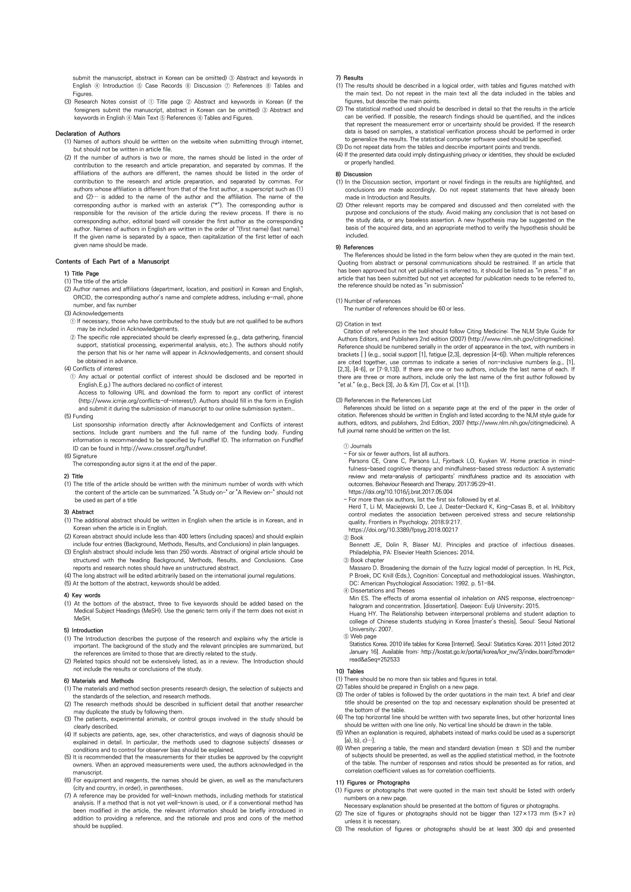submit the manuscript, abstract in Korean can be omitted) ③ Abstract and keywords in English ④ Introduction ⑤ Case Records ⑥ Discussion ⑦ References ⑧ Tables and Figures.

(3) Research Notes consist of ① Title page ② Abstract and keywords in Korean (if the foreigners submit the manuscript, abstract in Korean can be omitted) ③ Abstract and keywords in English ④ Main Text ⑤ References ⑥ Tables and Figures.

## Declaration of Authors

(1) Names of authors should be written on the website when submitting through internet, but should not be written in article file.

(2) If the number of authors is two or more, the names should be listed in the order of contribution to the research and article preparation, and separated by commas. If the affiliations of the authors are different, the names should be listed in the order of contribution to the research and article preparation, and separated by commas. For authors whose affiliation is different from that of the first author, a superscript such as (1) and (2)… is added to the name of the author and the affiliation. The name of the corresponding author is marked with an asterisk ("*"). The corresponding author is responsible for the revision of the article during the review process. If there is no corresponding author, editorial board will consider the first author as the corresponding author. Names of authors in English are written in the order of "(first name) (last name)." If the given name is separated by a space, then capitalization of the first letter of each given name should be made.

## Contents of Each Part of a Manuscript

### 1) Title Page

(1) The title of the article

(2) Author names and affiliations (department, location, and position) in Korean and English, ORCID, the corresponding author's name and complete address, including e-mail, phone number, and fax number

(3) Acknowledgements

① If necessary, those who have contributed to the study but are not qualified to be authors may be included in Acknowledgements.

② The specific role appreciated should be clearly expressed (e.g., data gathering, financial support, statistical processing, experimental analysis, etc.). The authors should notify the person that his or her name will appear in Acknowledgements, and consent should be obtained in advance.

(4) Conflicts of interest

① Any actual or potential conflict of interest should be disclosed and be reported in English.E.g.) The authors declared no conflict of interest.

Access to following URL and download the form to report any conflict of interest (http://www.icmje.org/conflicts-of-interest/). Authors should fill in the form in English and submit it during the submission of manuscript to our online submission system..

(5) Funding

List sponsorship information directly after Acknowledgement and Conflicts of interest sections. Include grant numbers and the full name of the funding body. Funding information is recommended to be specified by FundRef ID. The information on FundRef ID can be found in http://www.crossref.org/fundref.

(6) Signature

The corresponding autor signs it at the end of the paper.

### 2) Title

(1) The title of the article should be written with the minimum number of words with which the content of the article can be summarized. "A Study on-" or "A Review on-" should not be used as part of a title

### 3) Abstract

(1) The additional abstract should be written in English when the article is in Korean, and in Korean when the article is in English.

(2) Korean abstract should include less than 400 letters (including spaces) and should explain include four entries (Background, Methods, Results, and Conclusions) in plain languages.

(3) English abstract should include less than 250 words. Abstract of original article should be structured with the heading Background, Methods, Results, and Conclusion. Case reports and research notes should have an unstructured abstract.

(4) The long abstract will be edited arbitrarily based on the international journal regulations.

(5) At the bottom of the abstract, keywords should be added.

### 4) Key words

(1) At the bottom of the abstract, three to five keywords should be added based on the Medical Subject Headings (MeSH). Use the generic term only if the term does not exist in MeSH.

### 5) Introduction

(1) The Introduction describes the purpose of the research and explains why the article is important. The background of the study and the relevant principles are summarized, but the references are limited to those that are directly related to the study.

(2) Related topics should not be extensively listed, as in a review. The Introduction should not include the results or conclusions of the study.

### 6) Materials and Methods

(1) The materials and method section presents research design, the selection of subjects and the standards of the selection, and research methods.

(2) The research methods should be described in sufficient detail that another researcher may duplicate the study by following them.

(3) The patients, experimental animals, or control groups involved in the study should be clearly described.

(4) If subjects are patients, age, sex, other characteristics, and ways of diagnosis should be explained in detail. In particular, the methods used to diagnose subjects' diseases or conditions and to control for observer bias should be explained.

(5) It is recommended that the measurements for their studies be approved by the copyright owners. When an approved measurements were used, the authors acknowledged in the manuscript.

(6) For equipment and reagents, the names should be given, as well as the manufacturers (city and country, in order), in parentheses.

(7) A reference may be provided for well-known methods, including methods for statistical analysis. If a method that is not yet well-known is used, or if a conventional method has been modified in the article, the relevant information should be briefly introduced in addition to providing a reference, and the rationale and pros and cons of the method should be supplied.

### 7) Results

(1) The results should be described in a logical order, with tables and figures matched with the main text. Do not repeat in the main text all the data included in the tables and figures, but describe the main points.

(2) The statistical method used should be described in detail so that the results in the article can be verified. If possible, the research findings should be quantified, and the indices that represent the measurement error or uncertainty should be provided. If the research data is based on samples, a statistical verification process should be performed in order to generalize the results. The statistical computer software used should be specified.

(3) Do not repeat data from the tables and describe important points and trends.

(4) If the presented data could imply distinguishing privacy or identities, they should be excluded or properly handled.

### 8) Discussion

(1) In the Discussion section, important or novel findings in the results are highlighted, and conclusions are made accordingly. Do not repeat statements that have already been made in Introduction and Results.

(2) Other relevant reports may be compared and discussed and then correlated with the purpose and conclusions of the study. Avoid making any conclusion that is not based on the study data, or any baseless assertion. A new hypothesis may be suggested on the basis of the acquired data, and an appropriate method to verify the hypothesis should be included.

### 9) References

The References should be listed in the form below when they are quoted in the main text. Quoting from abstract or personal communications should be restrained. If an article that has been approved but not yet published is referred to, it should be listed as "in press." If an article that has been submitted but not yet accepted for publication needs to be referred to, the reference should be noted as "in submission"

(1) Number of references

The number of references should be 60 or less.

(2) Citation in text

Citation of references in the text should follow Citing Medicine: The NLM Style Guide for Authors Editors, and Publishers 2nd edition (2007) (http://www.nlm.nih.gov/citingmedicine). Reference should be numbered serially in the order of appearance in the text, with numbers in brackets [ ] (e.g., social support [1], fatigue [2,3], depression [4-6]). When multiple references are cited together, use commas to indicate a series of non-inclusive numbers (e.g., [1], [2,3], [4-6], or [7-9,13]). If there are one or two authors, include the last name of each. If there are three or more authors, include only the last name of the first author followed by "et al." (e.g., Beck [3], Jo & Kim [7], Cox et al. [11]).

(3) References in the References List

References should be listed on a separate page at the end of the paper in the order of citation. References should be written in English and listed according to the NLM style guide for authors, editors, and publishers, 2nd Edition, 2007 (http://www.nlm.nih.gov/citingmedicine). A full journal name should be written on the list.

① Journals

- For six or fewer authors, list all authors.

Parsons CE, Crane C, Parsons LJ, Fjorback LO, Kuyken W. Home practice in mindfulness-based cognitive therapy and mindfulness-based stress reduction: A systematic review and meta-analysis of participants' mindfulness practice and its association with outcomes. Behaviour Research and Therapy. 2017;95:29-41. https://doi.org/10.1016/j.brat.2017.05.004

- For more than six authors, list the first six followed by et al.

Herd T, Li M, Maciejewski D, Lee J, Deater-Deckard K, King-Casas B, et al. Inhibitory control mediates the association between perceived stress and secure relationship quality. Frontiers in Psychology. 2018;9:217. https://doi.org/10.3389/fpsyg.2018.00217

② Book

Bennett JE, Dolin R, Blaser MJ. Principles and practice of infectious diseases. Philadelphia, PA: Elsevier Health Sciences; 2014.

③ Book chapter

Massaro D. Broadening the domain of the fuzzy logical model of perception. In HL Pick, P Broek, DC Knill (Eds.), Cognition: Conceptual and methodological issues. Washington, DC: American Psychological Association; 1992. p. 51-84.

④ Dissertations and Theses

Min ES. The effects of aroma essential oil inhalation on ANS response, electroencephalogram and concentration. [dissertation]. Daejeon: Eulji University; 2015.

Huang HY. The Relationship between interpersonal problems and student adaption to college of Chinese students studying in Korea [master's thesis]. Seoul: Seoul National University; 2007.

⑤ Web page

Statistics Korea. 2010 life tables for Korea [Internet]. Seoul: Statistics Korea; 2011 [cited 2012 January 16]. Available from: http://kostat.go.kr/portal/korea/kor_nw/3/index.board?bmode=read&aSeq=252533

### 10) Tables

(1) There should be no more than six tables and figures in total.

(2) Tables should be prepared in English on a new page.

(3) The order of tables is followed by the order quotations in the main text. A brief and clear title should be presented on the top and necessary explanation should be presented at the bottom of the table.

(4) The top horizontal line should be written with two separate lines, but other horizontal lines should be written with one line only. No vertical line should be drawn in the table.

(5) When an explanation is required, alphabets instead of marks could be used as a superscript [a), b), c)…].

(6) When preparing a table, the mean and standard deviation (mean ± SD) and the number of subjects should be presented, as well as the applied statistical method, in the footnote of the table. The number of responses and ratios should be presented as for ratios, and correlation coefficient values as for correlation coefficients.

### 11) Figures or Photographs

(1) Figures or photographs that were quoted in the main text should be listed with orderly numbers on a new page.

Necessary explanation should be presented at the bottom of figures or photographs.

(2) The size of figures or photographs should not be bigger than 127×173 mm (5×7 in) unless it is necessary.

(3) The resolution of figures or photographs should be at least 300 dpi and presented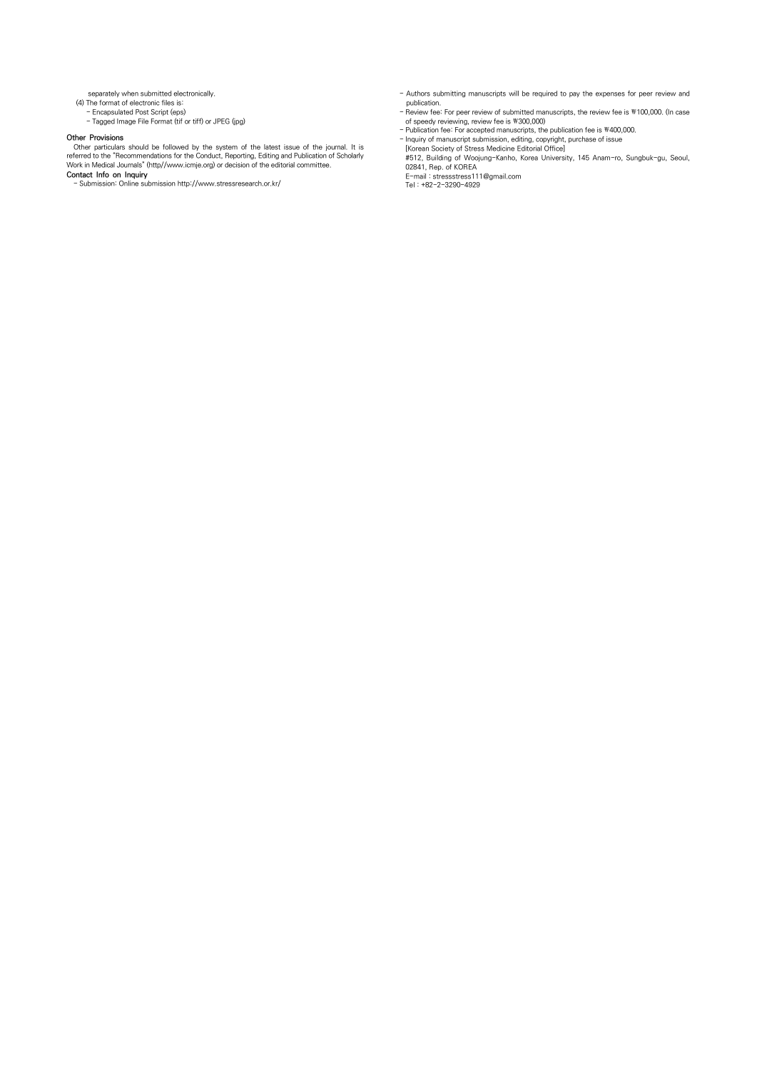separately when submitted electronically.

(4) The format of electronic files is:

- Encapsulated Post Script (eps)
- Tagged Image File Format (tif or tiff) or JPEG (jpg)

## Other Provisions

Other particulars should be followed by the system of the latest issue of the journal. It is referred to the "Recommendations for the Conduct, Reporting, Editing and Publication of Scholarly Work in Medical Journals" (http//www.icmje.org) or decision of the editorial committee.

## Contact Info on Inquiry

- Submission: Online submission http://www.stressresearch.or.kr/
- Authors submitting manuscripts will be required to pay the expenses for peer review and publication.
- Review fee: For peer review of submitted manuscripts, the review fee is ₩100,000. (In case of speedy reviewing, review fee is ₩300,000)
- Publication fee: For accepted manuscripts, the publication fee is ₩400,000.
- Inquiry of manuscript submission, editing, copyright, purchase of issue

  [Korean Society of Stress Medicine Editorial Office]

  #512, Building of Woojung-Kanho, Korea University, 145 Anam-ro, Sungbuk-gu, Seoul, 02841, Rep. of KOREA

  E-mail : stressstress111@gmail.com

  Tel : +82-2-3290-4929